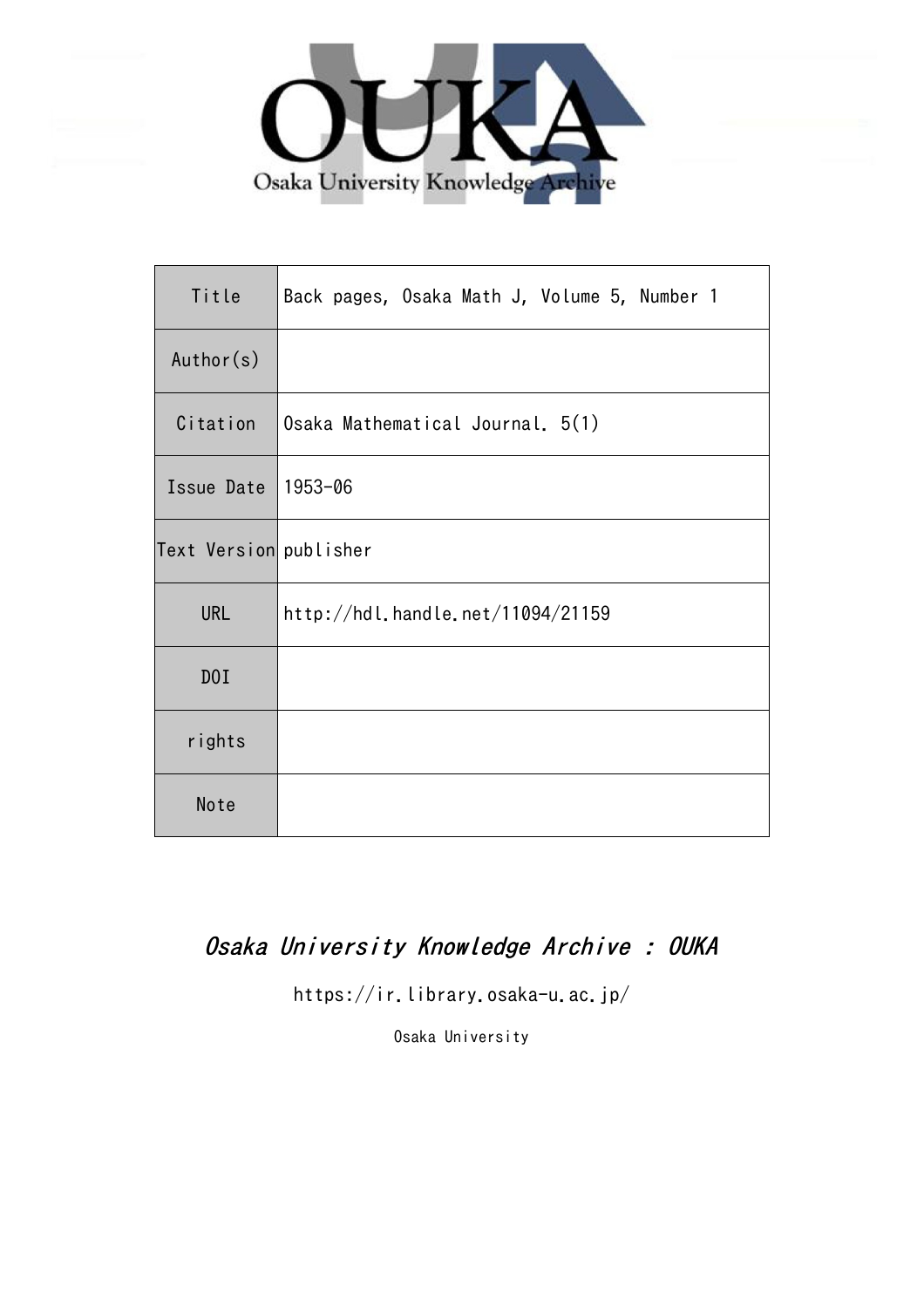OUKA

Osaka University Knowledge Archive

| Title | Back pages, Osaka Math J, Volume 5, Number 1 |
| --- | --- |
| Author(s) | |
| Citation | Osaka Mathematical Journal. 5(1) |
| Issue Date | 1953-06 |
| Text Version | publisher |
| URL | http://hdl.handle.net/11094/21159 |
| DOI | |
| rights | |
| Note | |

*Osaka University Knowledge Archive : OUKA*

https://ir.library.osaka-u.ac.jp/

Osaka University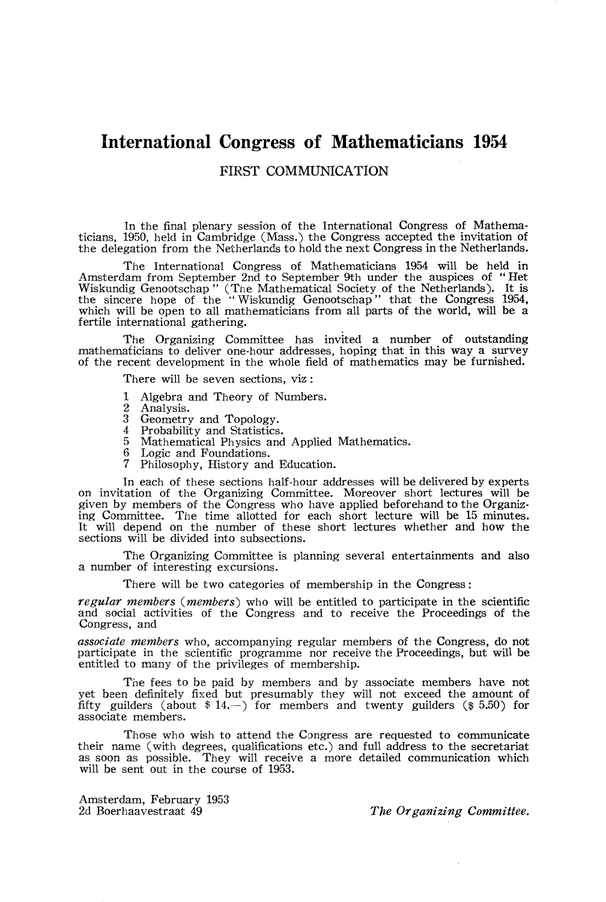# International Congress of Mathematicians 1954

FIRST COMMUNICATION

In the final plenary session of the International Congress of Mathematicians, 1950, held in Cambridge (Mass.) the Congress accepted the invitation of the delegation from the Netherlands to hold the next Congress in the Netherlands.

The International Congress of Mathematicians 1954 will be held in Amsterdam from September 2nd to September 9th under the auspices of "Het Wiskundig Genootschap" (The Mathematical Society of the Netherlands). It is the sincere hope of the "Wiskundig Genootschap" that the Congress 1954, which will be open to all mathematicians from all parts of the world, will be a fertile international gathering.

The Organizing Committee has invited a number of outstanding mathematicians to deliver one-hour addresses, hoping that in this way a survey of the recent development in the whole field of mathematics may be furnished.

There will be seven sections, viz:

1. Algebra and Theory of Numbers.
2. Analysis.
3. Geometry and Topology.
4. Probability and Statistics.
5. Mathematical Physics and Applied Mathematics.
6. Logic and Foundations.
7. Philosophy, History and Education.

In each of these sections half-hour addresses will be delivered by experts on invitation of the Organizing Committee. Moreover short lectures will be given by members of the Congress who have applied beforehand to the Organizing Committee. The time allotted for each short lecture will be 15 minutes. It will depend on the number of these short lectures whether and how the sections will be divided into subsections.

The Organizing Committee is planning several entertainments and also a number of interesting excursions.

There will be two categories of membership in the Congress:

*regular members* (*members*) who will be entitled to participate in the scientific and social activities of the Congress and to receive the Proceedings of the Congress, and

*associate members* who, accompanying regular members of the Congress, do not participate in the scientific programme nor receive the Proceedings, but will be entitled to many of the privileges of membership.

The fees to be paid by members and by associate members have not yet been definitely fixed but presumably they will not exceed the amount of fifty guilders (about $ 14.—) for members and twenty guilders ($ 5.50) for associate members.

Those who wish to attend the Congress are requested to communicate their name (with degrees, qualifications etc.) and full address to the secretariat as soon as possible. They will receive a more detailed communication which will be sent out in the course of 1953.

Amsterdam, February 1953
2d Boerhaavestraat 49

*The Organizing Committee.*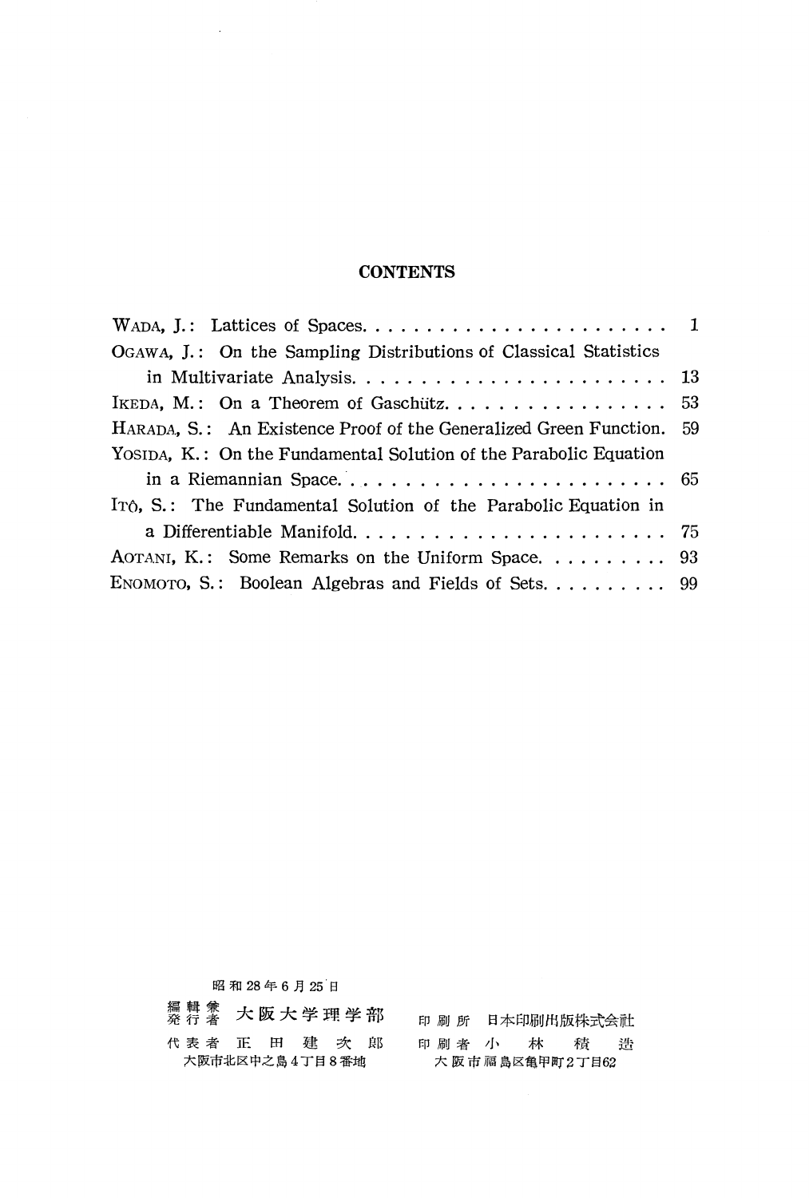## CONTENTS

WADA, J.: Lattices of Spaces. . . . . . . . . . . . . . . . . . . . . . . . 1

OGAWA, J.: On the Sampling Distributions of Classical Statistics in Multivariate Analysis. . . . . . . . . . . . . . . . . . . . . . . . 13

IKEDA, M.: On a Theorem of Gaschütz. . . . . . . . . . . . . . . . . 53

HARADA, S.: An Existence Proof of the Generalized Green Function. 59

YOSIDA, K.: On the Fundamental Solution of the Parabolic Equation in a Riemannian Space. . . . . . . . . . . . . . . . . . . . . . . . 65

ITÔ, S.: The Fundamental Solution of the Parabolic Equation in a Differentiable Manifold. . . . . . . . . . . . . . . . . . . . . . . . 75

AOTANI, K.: Some Remarks on the Uniform Space. . . . . . . . . . 93

ENOMOTO, S.: Boolean Algebras and Fields of Sets. . . . . . . . . . 99

昭和28年6月25日

編輯兼発行者 大阪大学理学部
代表者 正田建次郎
大阪市北区中之島4丁目8番地

印刷所 日本印刷出版株式会社
印刷者 小林積造
大阪市福島区亀甲町2丁目62